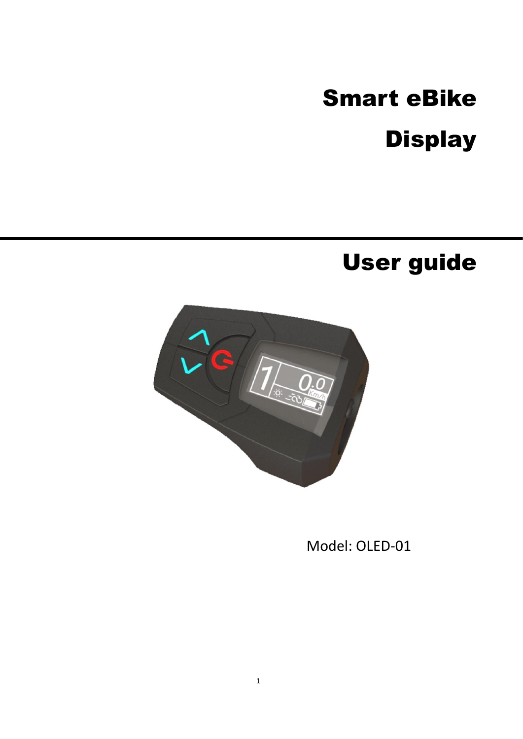# Smart eBike Display

# User guide

Model: OLED-01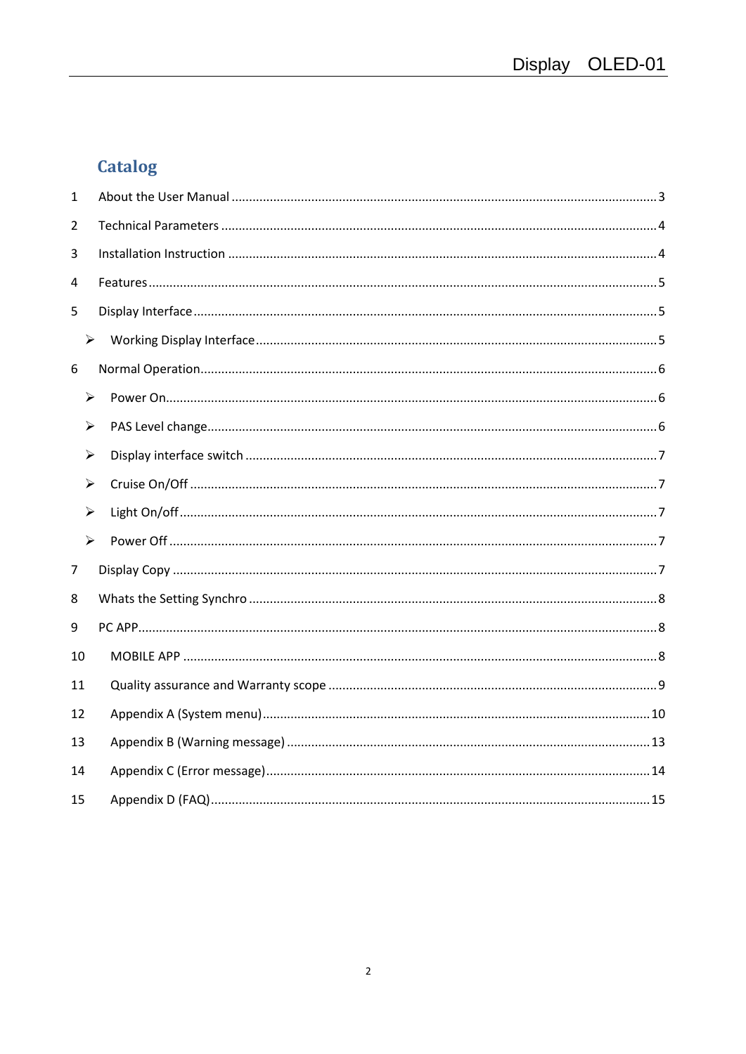## Catalog

1 About the User Manual ........................................................................................................ 3

2 Technical Parameters ........................................................................................................... 4

3 Installation Instruction ......................................................................................................... 4

4 Features ................................................................................................................................ 5

5 Display Interface .................................................................................................................. 5

- Working Display Interface ................................................................................................ 5

6 Normal Operation ................................................................................................................. 6

- Power On ........................................................................................................................... 6
- PAS Level change .............................................................................................................. 6
- Display interface switch .................................................................................................... 7
- Cruise On/Off .................................................................................................................... 7
- Light On/off ....................................................................................................................... 7
- Power Off .......................................................................................................................... 7

7 Display Copy ......................................................................................................................... 7

8 Whats the Setting Synchro ................................................................................................... 8

9 PC APP .................................................................................................................................. 8

10 MOBILE APP ........................................................................................................................ 8

11 Quality assurance and Warranty scope ............................................................................. 9

12 Appendix A (System menu) ............................................................................................... 10

13 Appendix B (Warning message) ........................................................................................ 13

14 Appendix C (Error message) .............................................................................................. 14

15 Appendix D (FAQ) .............................................................................................................. 15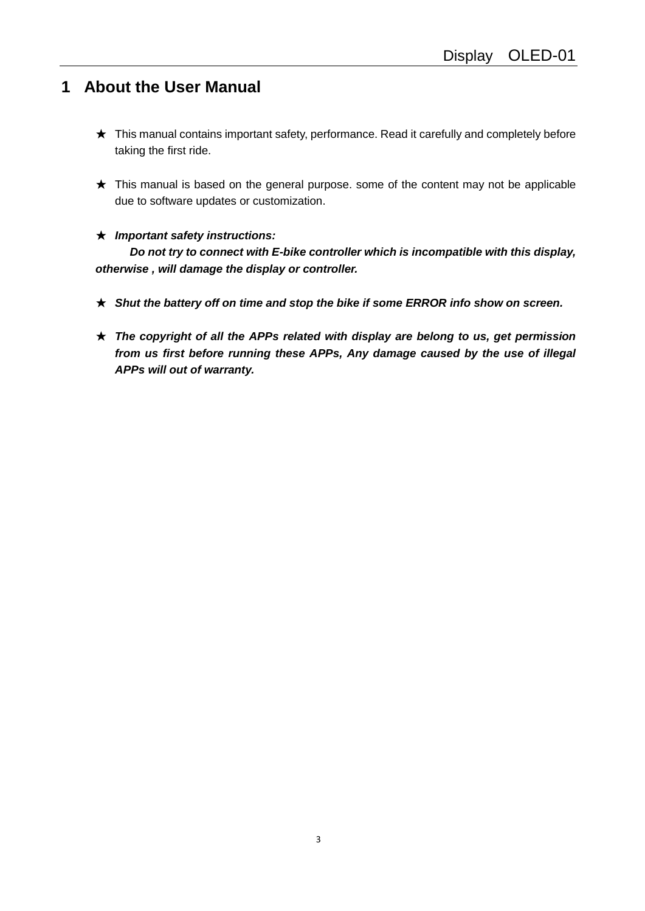# 1 About the User Manual

★ This manual contains important safety, performance. Read it carefully and completely before taking the first ride.

★ This manual is based on the general purpose. some of the content may not be applicable due to software updates or customization.

★ ***Important safety instructions:***

***Do not try to connect with E-bike controller which is incompatible with this display, otherwise , will damage the display or controller.***

★ ***Shut the battery off on time and stop the bike if some ERROR info show on screen.***

★ ***The copyright of all the APPs related with display are belong to us, get permission from us first before running these APPs, Any damage caused by the use of illegal APPs will out of warranty.***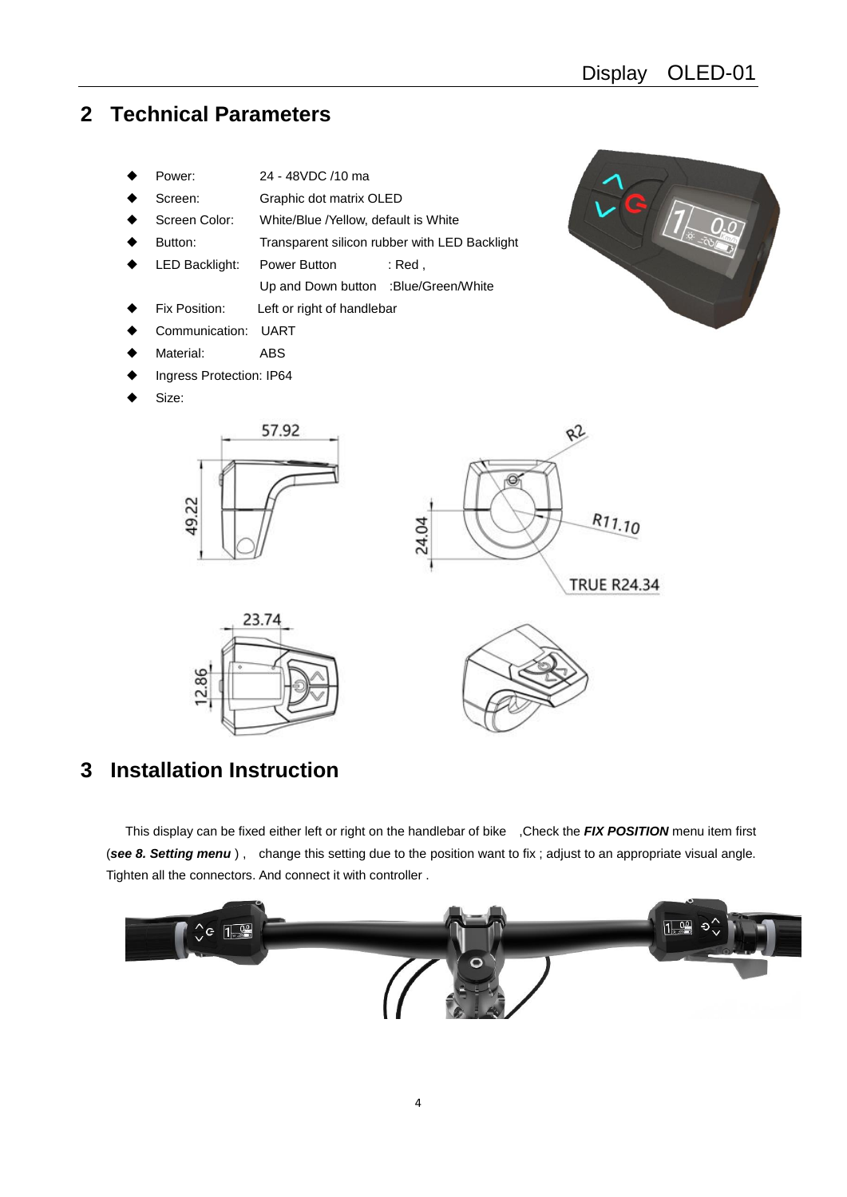## 2 Technical Parameters

- Power: 24 - 48VDC /10 ma
- Screen: Graphic dot matrix OLED
- Screen Color: White/Blue /Yellow, default is White
- Button: Transparent silicon rubber with LED Backlight
- LED Backlight: Power Button : Red ,
  Up and Down button :Blue/Green/White
- Fix Position: Left or right of handlebar
- Communication: UART
- Material: ABS
- Ingress Protection: IP64
- Size:

## 3 Installation Instruction

This display can be fixed either left or right on the handlebar of bike ,Check the ***FIX POSITION*** menu item first (***see 8. Setting menu*** ) , change this setting due to the position want to fix ; adjust to an appropriate visual angle. Tighten all the connectors. And connect it with controller .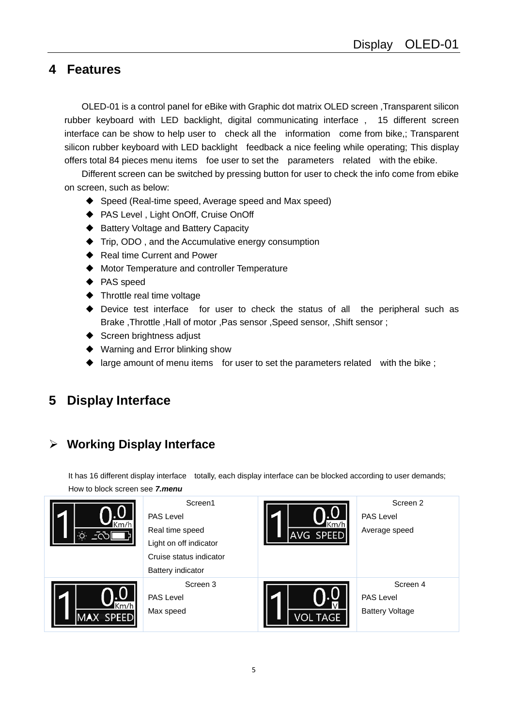## 4 Features

OLED-01 is a control panel for eBike with Graphic dot matrix OLED screen ,Transparent silicon rubber keyboard with LED backlight, digital communicating interface , 15 different screen interface can be show to help user to check all the information come from bike,; Transparent silicon rubber keyboard with LED backlight feedback a nice feeling while operating; This display offers total 84 pieces menu items foe user to set the parameters related with the ebike.

Different screen can be switched by pressing button for user to check the info come from ebike on screen, such as below:

- Speed (Real-time speed, Average speed and Max speed)
- PAS Level , Light OnOff, Cruise OnOff
- Battery Voltage and Battery Capacity
- Trip, ODO , and the Accumulative energy consumption
- Real time Current and Power
- Motor Temperature and controller Temperature
- PAS speed
- Throttle real time voltage
- Device test interface for user to check the status of all the peripheral such as Brake ,Throttle ,Hall of motor ,Pas sensor ,Speed sensor, ,Shift sensor ;
- Screen brightness adjust
- Warning and Error blinking show
- large amount of menu items for user to set the parameters related with the bike ;

## 5 Display Interface

### Working Display Interface

It has 16 different display interface totally, each display interface can be blocked according to user demands; How to block screen see ***7.menu***

| Display | Description | Display | Description |
|---|---|---|---|
| 1 0.0 Km/h | Screen1<br>PAS Level<br>Real time speed<br>Light on off indicator<br>Cruise status indicator<br>Battery indicator | 1 0.0 Km/h AVG SPEED | Screen 2<br>PAS Level<br>Average speed |
| 1 0.0 Km/h MAX SPEED | Screen 3<br>PAS Level<br>Max speed | 1 0.0 V VOL TAGE | Screen 4<br>PAS Level<br>Battery Voltage |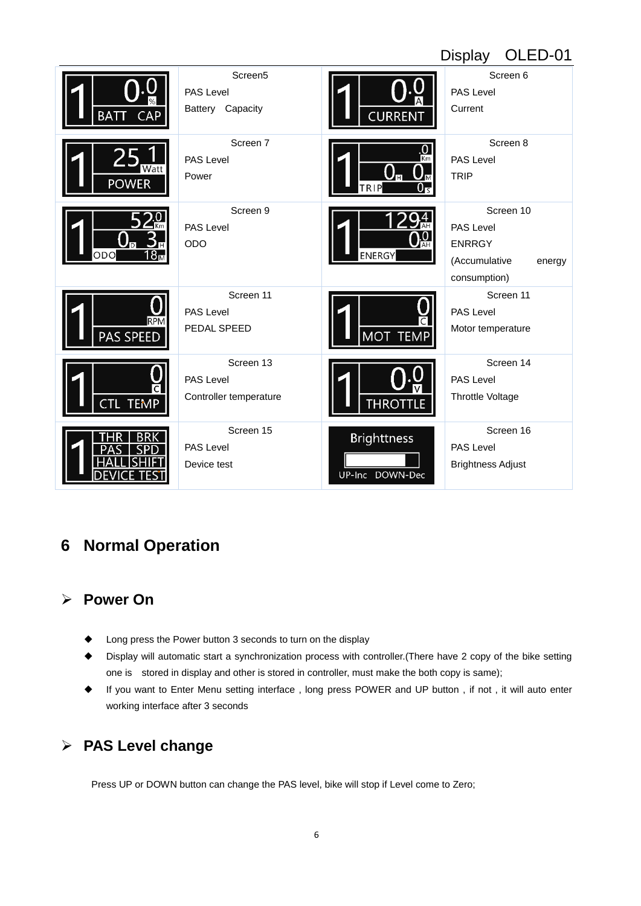| | | | |
|---|---|---|---|
| | Screen5<br>PAS Level<br>Battery Capacity | | Screen 6<br>PAS Level<br>Current |
| | Screen 7<br>PAS Level<br>Power | | Screen 8<br>PAS Level<br>TRIP |
| | Screen 9<br>PAS Level<br>ODO | | Screen 10<br>PAS Level<br>ENRRGY<br>(Accumulative energy consumption) |
| | Screen 11<br>PAS Level<br>PEDAL SPEED | | Screen 11<br>PAS Level<br>Motor temperature |
| | Screen 13<br>PAS Level<br>Controller temperature | | Screen 14<br>PAS Level<br>Throttle Voltage |
| | Screen 15<br>PAS Level<br>Device test | | Screen 16<br>PAS Level<br>Brightness Adjust |

## 6 Normal Operation

### ➢ Power On

- Long press the Power button 3 seconds to turn on the display
- Display will automatic start a synchronization process with controller.(There have 2 copy of the bike setting one is stored in display and other is stored in controller, must make the both copy is same);
- If you want to Enter Menu setting interface , long press POWER and UP button , if not , it will auto enter working interface after 3 seconds

### ➢ PAS Level change

Press UP or DOWN button can change the PAS level, bike will stop if Level come to Zero;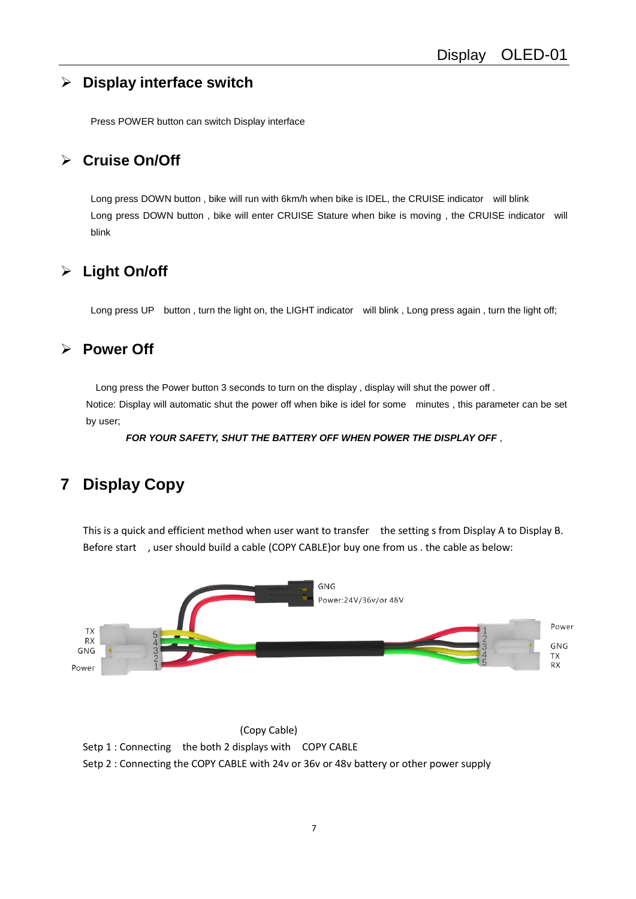## Display interface switch

Press POWER button can switch Display interface

## Cruise On/Off

Long press DOWN button , bike will run with 6km/h when bike is IDEL, the CRUISE indicator will blink
Long press DOWN button , bike will enter CRUISE Stature when bike is moving , the CRUISE indicator will blink

## Light On/off

Long press UP button , turn the light on, the LIGHT indicator will blink , Long press again , turn the light off;

## Power Off

Long press the Power button 3 seconds to turn on the display , display will shut the power off .
Notice: Display will automatic shut the power off when bike is idel for some minutes , this parameter can be set by user;

***FOR YOUR SAFETY, SHUT THE BATTERY OFF WHEN POWER THE DISPLAY OFF*** ,

# 7 Display Copy

This is a quick and efficient method when user want to transfer the setting s from Display A to Display B. Before start , user should build a cable (COPY CABLE)or buy one from us . the cable as below:

GNG
Power:24V/36v/or 48V

TX
RX
GNG
Power

Power
GNG
TX
RX

(Copy Cable)

Setp 1 : Connecting the both 2 displays with COPY CABLE
Setp 2 : Connecting the COPY CABLE with 24v or 36v or 48v battery or other power supply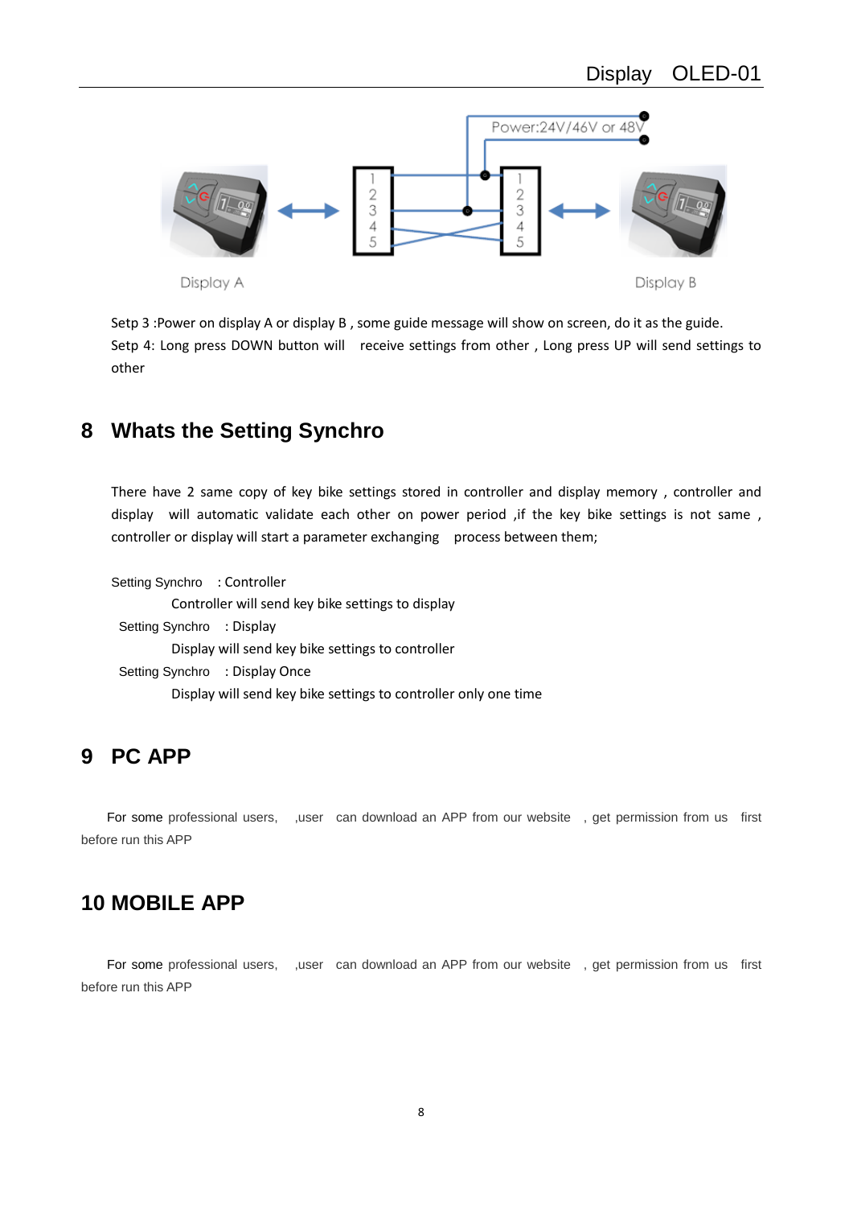Setp 3 :Power on display A or display B , some guide message will show on screen, do it as the guide.

Setp 4: Long press DOWN button will receive settings from other , Long press UP will send settings to other

## 8 Whats the Setting Synchro

There have 2 same copy of key bike settings stored in controller and display memory , controller and display will automatic validate each other on power period ,if the key bike settings is not same , controller or display will start a parameter exchanging process between them;

Setting Synchro : Controller

Controller will send key bike settings to display

Setting Synchro : Display

Display will send key bike settings to controller

Setting Synchro : Display Once

Display will send key bike settings to controller only one time

## 9 PC APP

For some professional users, ,user can download an APP from our website , get permission from us first before run this APP

## 10 MOBILE APP

For some professional users, ,user can download an APP from our website , get permission from us first before run this APP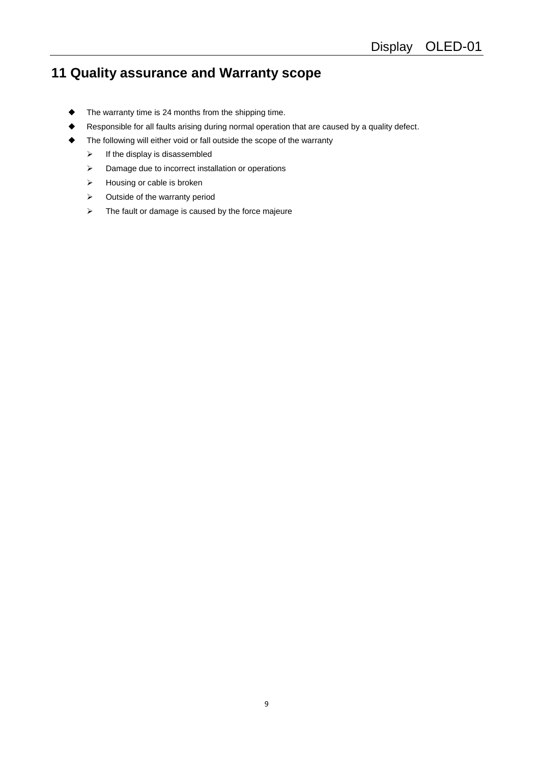# 11 Quality assurance and Warranty scope

- The warranty time is 24 months from the shipping time.
- Responsible for all faults arising during normal operation that are caused by a quality defect.
- The following will either void or fall outside the scope of the warranty
  - If the display is disassembled
  - Damage due to incorrect installation or operations
  - Housing or cable is broken
  - Outside of the warranty period
  - The fault or damage is caused by the force majeure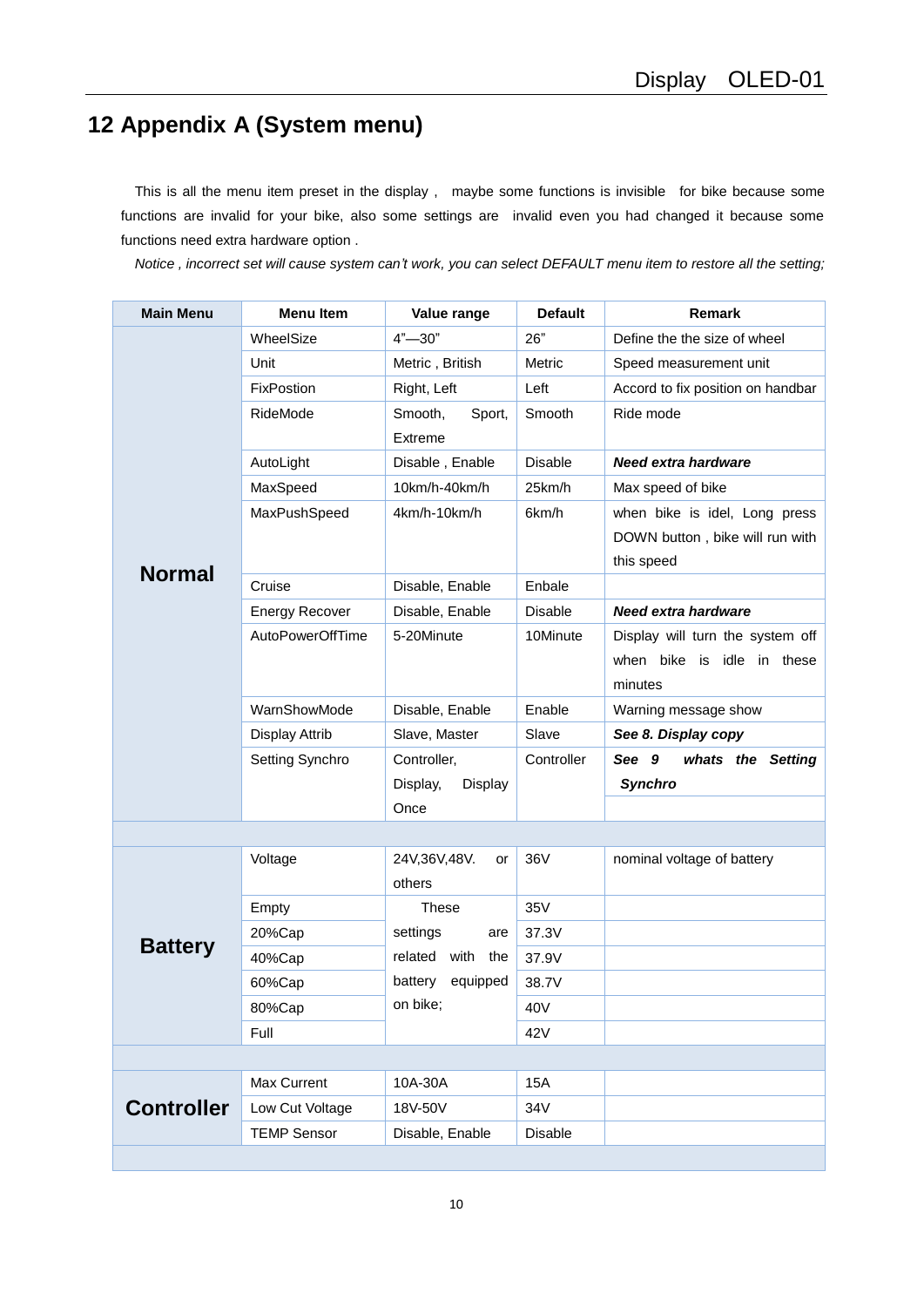# 12 Appendix A (System menu)

This is all the menu item preset in the display , maybe some functions is invisible for bike because some functions are invalid for your bike, also some settings are invalid even you had changed it because some functions need extra hardware option .

*Notice , incorrect set will cause system can't work, you can select DEFAULT menu item to restore all the setting;*

| Main Menu | Menu Item | Value range | Default | Remark |
|---|---|---|---|---|
| **Normal** | WheelSize | 4"—30" | 26" | Define the the size of wheel |
| | Unit | Metric , British | Metric | Speed measurement unit |
| | FixPostion | Right, Left | Left | Accord to fix position on handbar |
| | RideMode | Smooth, Sport, Extreme | Smooth | Ride mode |
| | AutoLight | Disable , Enable | Disable | ***Need extra hardware*** |
| | MaxSpeed | 10km/h-40km/h | 25km/h | Max speed of bike |
| | MaxPushSpeed | 4km/h-10km/h | 6km/h | when bike is idel, Long press DOWN button , bike will run with this speed |
| | Cruise | Disable, Enable | Enbale | |
| | Energy Recover | Disable, Enable | Disable | ***Need extra hardware*** |
| | AutoPowerOffTime | 5-20Minute | 10Minute | Display will turn the system off when bike is idle in these minutes |
| | WarnShowMode | Disable, Enable | Enable | Warning message show |
| | Display Attrib | Slave, Master | Slave | ***See 8. Display copy*** |
| | Setting Synchro | Controller, Display, Display Once | Controller | ***See 9 whats the Setting Synchro*** |
| | | | | |
| **Battery** | Voltage | 24V,36V,48V. or others | 36V | nominal voltage of battery |
| | Empty | These settings are related with the battery equipped on bike; | 35V | |
| | 20%Cap | | 37.3V | |
| | 40%Cap | | 37.9V | |
| | 60%Cap | | 38.7V | |
| | 80%Cap | | 40V | |
| | Full | | 42V | |
| | | | | |
| **Controller** | Max Current | 10A-30A | 15A | |
| | Low Cut Voltage | 18V-50V | 34V | |
| | TEMP Sensor | Disable, Enable | Disable | |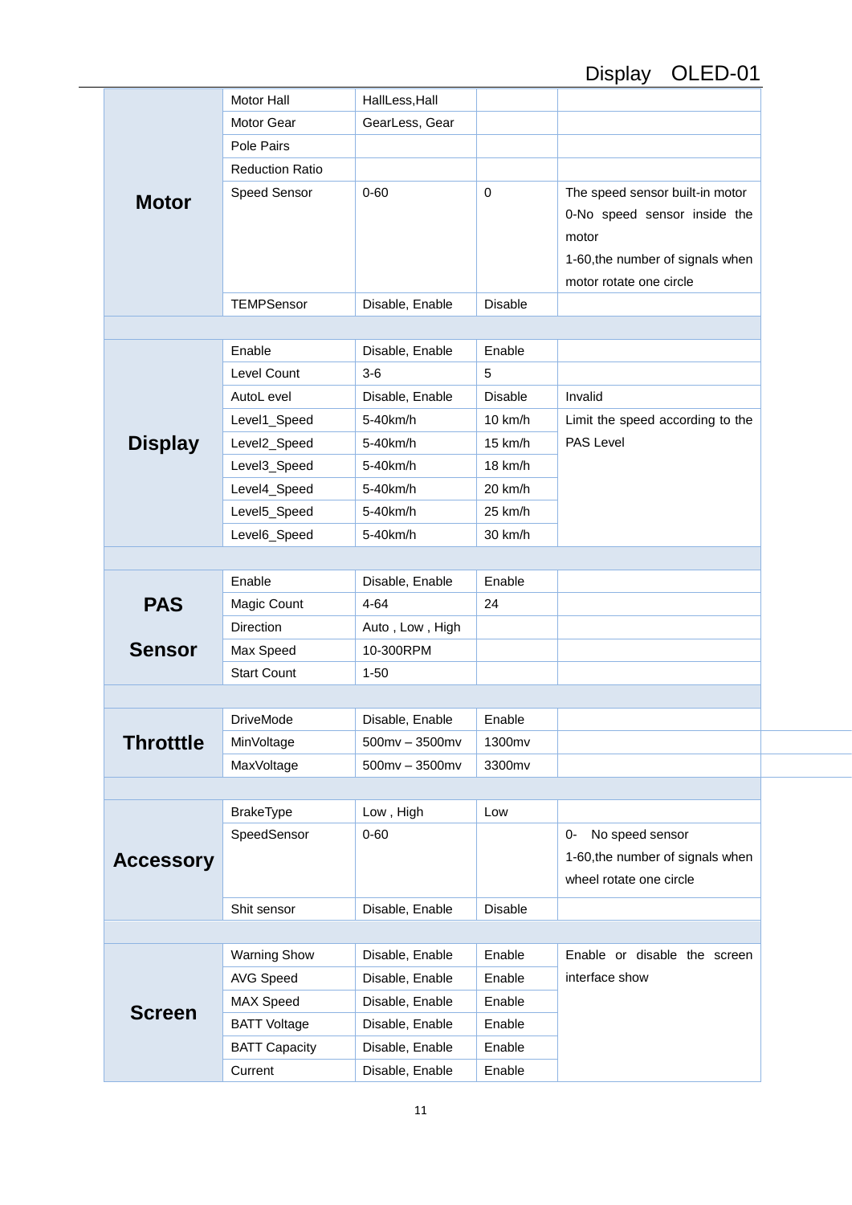| | | | | |
|---|---|---|---|---|
| **Motor** | Motor Hall | HallLess,Hall | | |
| | Motor Gear | GearLess, Gear | | |
| | Pole Pairs | | | |
| | Reduction Ratio | | | |
| | Speed Sensor | 0-60 | 0 | The speed sensor built-in motor<br>0-No speed sensor inside the motor<br>1-60,the number of signals when motor rotate one circle |
| | TEMPSensor | Disable, Enable | Disable | |
| | | | | |
| **Display** | Enable | Disable, Enable | Enable | |
| | Level Count | 3-6 | 5 | |
| | AutoL evel | Disable, Enable | Disable | Invalid |
| | Level1_Speed | 5-40km/h | 10 km/h | Limit the speed according to the PAS Level |
| | Level2_Speed | 5-40km/h | 15 km/h | |
| | Level3_Speed | 5-40km/h | 18 km/h | |
| | Level4_Speed | 5-40km/h | 20 km/h | |
| | Level5_Speed | 5-40km/h | 25 km/h | |
| | Level6_Speed | 5-40km/h | 30 km/h | |
| | | | | |
| **PAS Sensor** | Enable | Disable, Enable | Enable | |
| | Magic Count | 4-64 | 24 | |
| | Direction | Auto , Low , High | | |
| | Max Speed | 10-300RPM | | |
| | Start Count | 1-50 | | |
| | | | | |
| **Throtttle** | DriveMode | Disable, Enable | Enable | |
| | MinVoltage | 500mv – 3500mv | 1300mv | |
| | MaxVoltage | 500mv – 3500mv | 3300mv | |
| | | | | |
| **Accessory** | BrakeType | Low , High | Low | |
| | SpeedSensor | 0-60 | | 0- No speed sensor<br>1-60,the number of signals when wheel rotate one circle |
| | Shit sensor | Disable, Enable | Disable | |
| | | | | |
| **Screen** | Warning Show | Disable, Enable | Enable | Enable or disable the screen interface show |
| | AVG Speed | Disable, Enable | Enable | |
| | MAX Speed | Disable, Enable | Enable | |
| | BATT Voltage | Disable, Enable | Enable | |
| | BATT Capacity | Disable, Enable | Enable | |
| | Current | Disable, Enable | Enable | |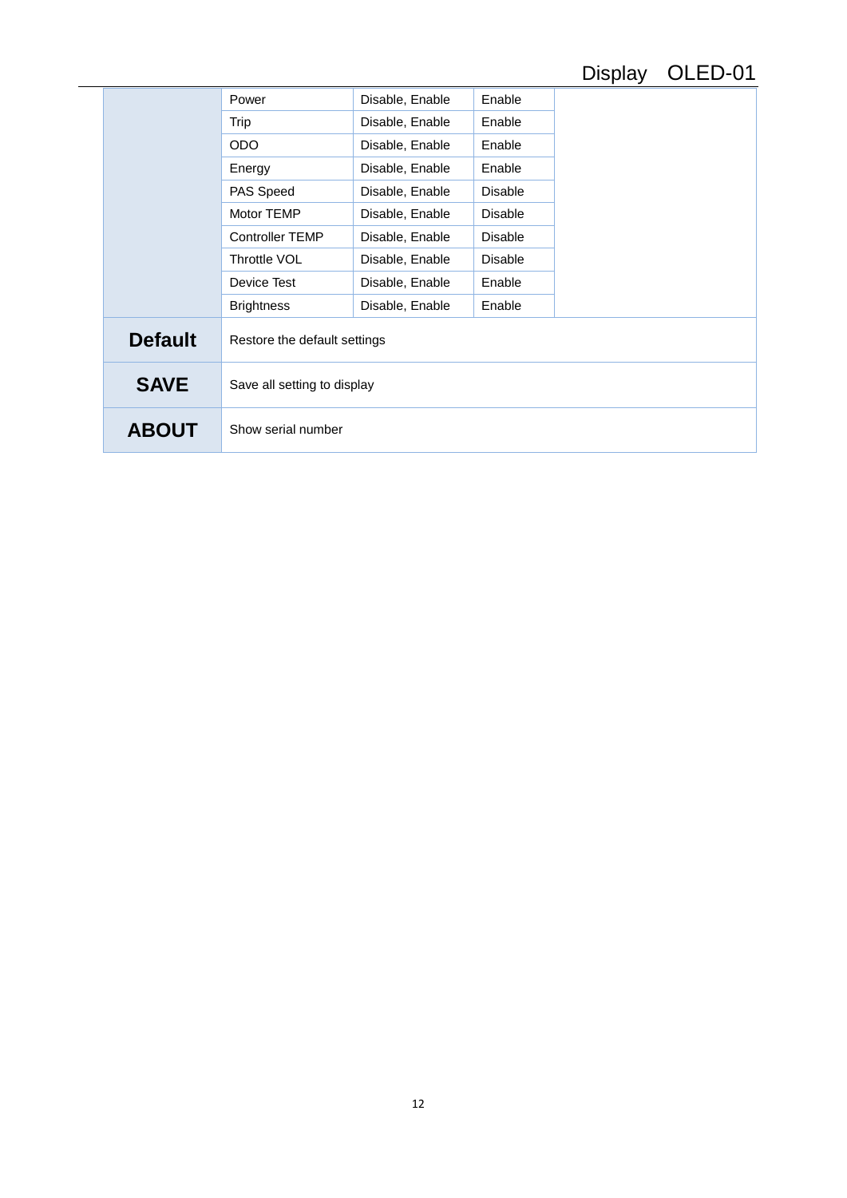| | | | | |
|---|---|---|---|---|
| | Power | Disable, Enable | Enable | |
| | Trip | Disable, Enable | Enable | |
| | ODO | Disable, Enable | Enable | |
| | Energy | Disable, Enable | Enable | |
| | PAS Speed | Disable, Enable | Disable | |
| | Motor TEMP | Disable, Enable | Disable | |
| | Controller TEMP | Disable, Enable | Disable | |
| | Throttle VOL | Disable, Enable | Disable | |
| | Device Test | Disable, Enable | Enable | |
| | Brightness | Disable, Enable | Enable | |
| **Default** | Restore the default settings | | | |
| **SAVE** | Save all setting to display | | | |
| **ABOUT** | Show serial number | | | |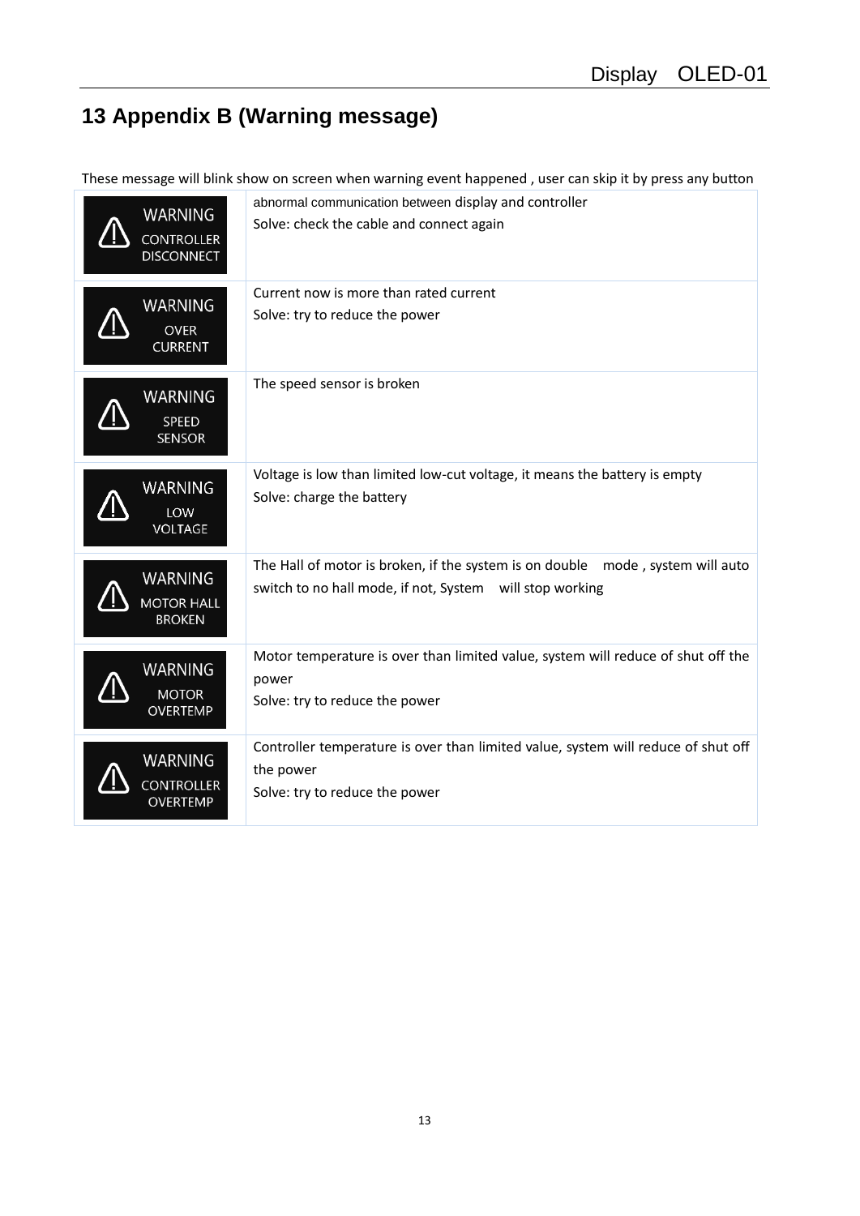# 13 Appendix B (Warning message)

These message will blink show on screen when warning event happened , user can skip it by press any button

| Warning | Description |
|---|---|
| WARNING CONTROLLER DISCONNECT | abnormal communication between display and controller<br>Solve: check the cable and connect again |
| WARNING OVER CURRENT | Current now is more than rated current<br>Solve: try to reduce the power |
| WARNING SPEED SENSOR | The speed sensor is broken |
| WARNING LOW VOLTAGE | Voltage is low than limited low-cut voltage, it means the battery is empty<br>Solve: charge the battery |
| WARNING MOTOR HALL BROKEN | The Hall of motor is broken, if the system is on double mode , system will auto switch to no hall mode, if not, System will stop working |
| WARNING MOTOR OVERTEMP | Motor temperature is over than limited value, system will reduce of shut off the power<br>Solve: try to reduce the power |
| WARNING CONTROLLER OVERTEMP | Controller temperature is over than limited value, system will reduce of shut off the power<br>Solve: try to reduce the power |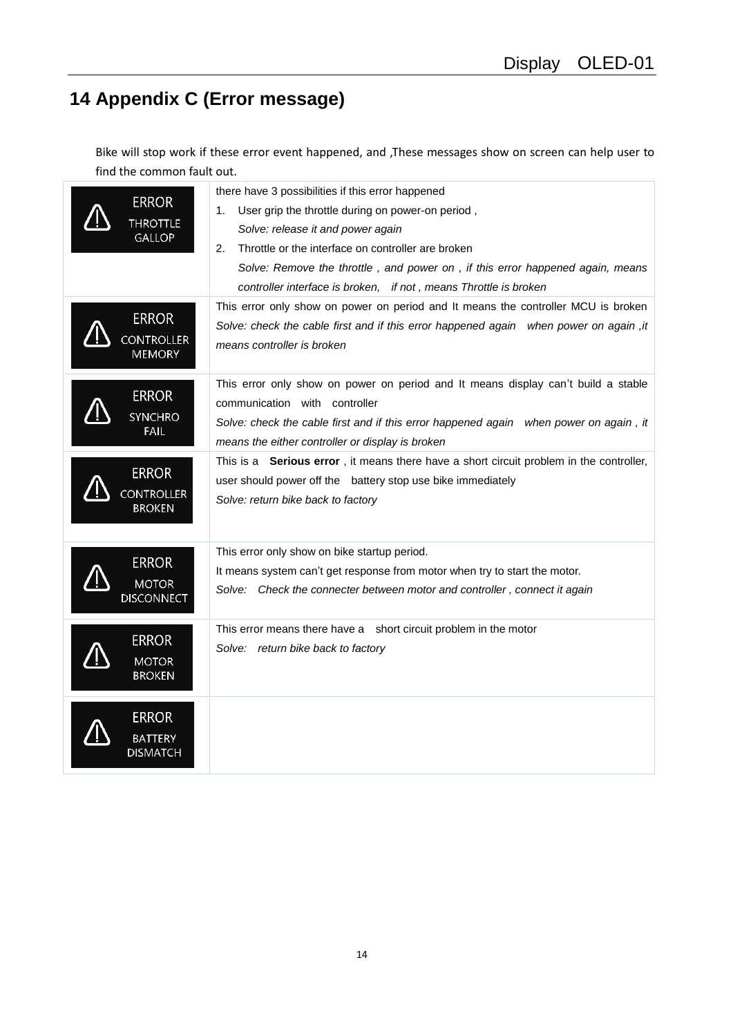# 14 Appendix C (Error message)

Bike will stop work if these error event happened, and ,These messages show on screen can help user to find the common fault out.

| Error | Description |
|---|---|
| ERROR THROTTLE GALLOP | there have 3 possibilities if this error happened<br>1. User grip the throttle during on power-on period ,<br>*Solve: release it and power again*<br>2. Throttle or the interface on controller are broken<br>*Solve: Remove the throttle , and power on , if this error happened again, means controller interface is broken, if not , means Throttle is broken* |
| ERROR CONTROLLER MEMORY | This error only show on power on period and It means the controller MCU is broken<br>*Solve: check the cable first and if this error happened again when power on again ,it means controller is broken* |
| ERROR SYNCHRO FAIL | This error only show on power on period and It means display can't build a stable communication with controller<br>*Solve: check the cable first and if this error happened again when power on again , it means the either controller or display is broken* |
| ERROR CONTROLLER BROKEN | This is a **Serious error** , it means there have a short circuit problem in the controller, user should power off the battery stop use bike immediately<br>*Solve: return bike back to factory* |
| ERROR MOTOR DISCONNECT | This error only show on bike startup period.<br>It means system can't get response from motor when try to start the motor.<br>*Solve: Check the connecter between motor and controller , connect it again* |
| ERROR MOTOR BROKEN | This error means there have a short circuit problem in the motor<br>*Solve: return bike back to factory* |
| ERROR BATTERY DISMATCH | |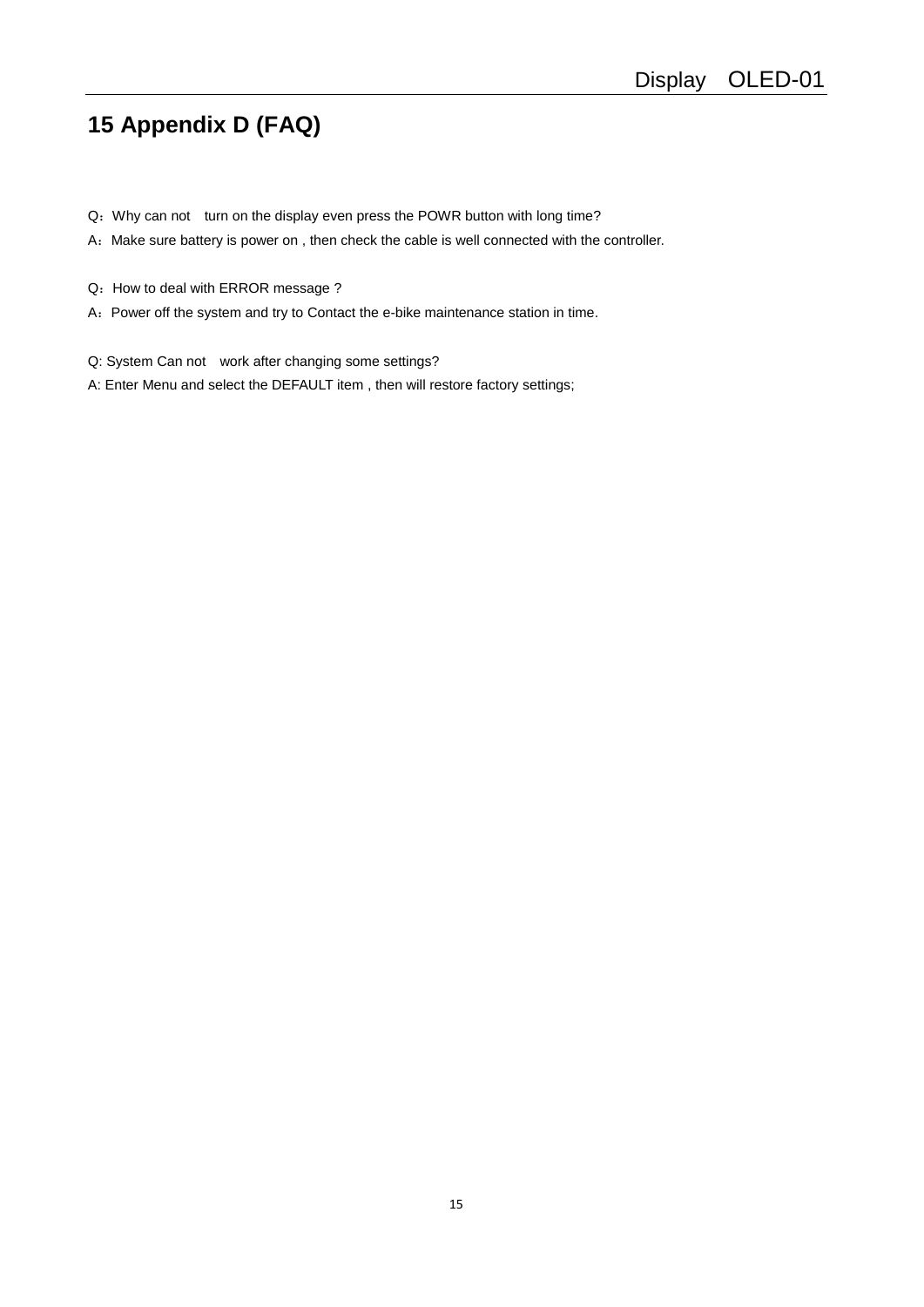# 15 Appendix D (FAQ)

Q：Why can not turn on the display even press the POWR button with long time?

A：Make sure battery is power on , then check the cable is well connected with the controller.

Q：How to deal with ERROR message ?

A：Power off the system and try to Contact the e-bike maintenance station in time.

Q: System Can not work after changing some settings?

A: Enter Menu and select the DEFAULT item , then will restore factory settings;